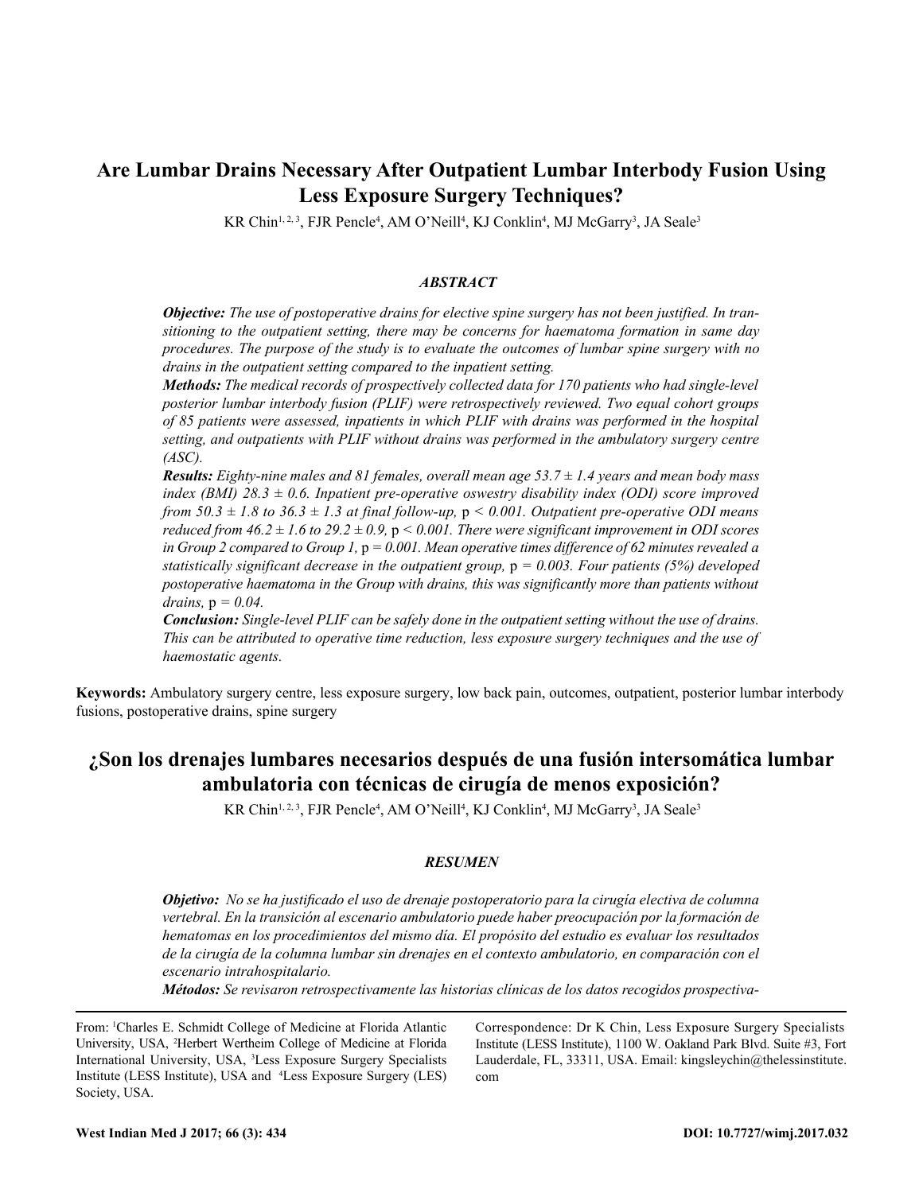# Are Lumbar Drains Necessary After Outpatient Lumbar Interbody Fusion Using Less Exposure Surgery Techniques?

KR Chin[1, 2, 3], FJR Pencle[4], AM O'Neill[4], KJ Conklin[4], MJ McGarry[3], JA Seale[3]

### *ABSTRACT*

***Objective:*** *The use of postoperative drains for elective spine surgery has not been justified. In transitioning to the outpatient setting, there may be concerns for haematoma formation in same day procedures. The purpose of the study is to evaluate the outcomes of lumbar spine surgery with no drains in the outpatient setting compared to the inpatient setting.*

***Methods:*** *The medical records of prospectively collected data for 170 patients who had single-level posterior lumbar interbody fusion (PLIF) were retrospectively reviewed. Two equal cohort groups of 85 patients were assessed, inpatients in which PLIF with drains was performed in the hospital setting, and outpatients with PLIF without drains was performed in the ambulatory surgery centre (ASC).*

***Results:*** *Eighty-nine males and 81 females, overall mean age 53.7 ± 1.4 years and mean body mass index (BMI) 28.3 ± 0.6. Inpatient pre-operative oswestry disability index (ODI) score improved from 50.3 ± 1.8 to 36.3 ± 1.3 at final follow-up,* $p < 0.001$*. Outpatient pre-operative ODI means reduced from 46.2 ± 1.6 to 29.2 ± 0.9,* $p < 0.001$*. There were significant improvement in ODI scores in Group 2 compared to Group 1,* $p = 0.001$*. Mean operative times difference of 62 minutes revealed a statistically significant decrease in the outpatient group,* $p = 0.003$*. Four patients (5%) developed postoperative haematoma in the Group with drains, this was significantly more than patients without drains,* $p = 0.04$*.*

***Conclusion:*** *Single-level PLIF can be safely done in the outpatient setting without the use of drains. This can be attributed to operative time reduction, less exposure surgery techniques and the use of haemostatic agents.*

**Keywords:** Ambulatory surgery centre, less exposure surgery, low back pain, outcomes, outpatient, posterior lumbar interbody fusions, postoperative drains, spine surgery

# ¿Son los drenajes lumbares necesarios después de una fusión intersomática lumbar ambulatoria con técnicas de cirugía de menos exposición?

KR Chin[1, 2, 3], FJR Pencle[4], AM O'Neill[4], KJ Conklin[4], MJ McGarry[3], JA Seale[3]

### *RESUMEN*

***Objetivo:*** *No se ha justificado el uso de drenaje postoperatorio para la cirugía electiva de columna vertebral. En la transición al escenario ambulatorio puede haber preocupación por la formación de hematomas en los procedimientos del mismo día. El propósito del estudio es evaluar los resultados de la cirugía de la columna lumbar sin drenajes en el contexto ambulatorio, en comparación con el escenario intrahospitalario.*

***Métodos:*** *Se revisaron retrospectivamente las historias clínicas de los datos recogidos prospectiva-*

---

From: [1]Charles E. Schmidt College of Medicine at Florida Atlantic University, USA, [2]Herbert Wertheim College of Medicine at Florida International University, USA, [3]Less Exposure Surgery Specialists Institute (LESS Institute), USA and [4]Less Exposure Surgery (LES) Society, USA.

Correspondence: Dr K Chin, Less Exposure Surgery Specialists Institute (LESS Institute), 1100 W. Oakland Park Blvd. Suite #3, Fort Lauderdale, FL, 33311, USA. Email: kingsleychin@thelessinstitute.com

West Indian Med J 2017; 66 (3): 434 DOI: 10.7727/wimj.2017.032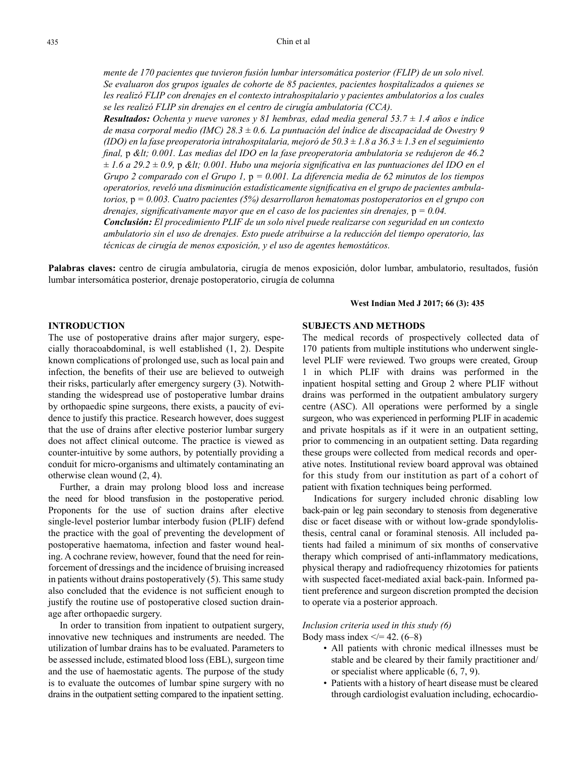*mente de 170 pacientes que tuvieron fusión lumbar intersomática posterior (FLIP) de un solo nivel. Se evaluaron dos grupos iguales de cohorte de 85 pacientes, pacientes hospitalizados a quienes se les realizó FLIP con drenajes en el contexto intrahospitalario y pacientes ambulatorios a los cuales se les realizó FLIP sin drenajes en el centro de cirugía ambulatoria (CCA).*

***Resultados:*** *Ochenta y nueve varones y 81 hembras, edad media general 53.7 ± 1.4 años e índice de masa corporal medio (IMC) 28.3 ± 0.6. La puntuación del índice de discapacidad de Owestry 9 (IDO) en la fase preoperatoria intrahospitalaria, mejoró de 50.3 ± 1.8 a 36.3 ± 1.3 en el seguimiento final,* p &lt; 0.001. *Las medias del IDO en la fase preoperatoria ambulatoria se redujeron de 46.2 ± 1.6 a 29.2 ± 0.9,* p &lt; 0.001. *Hubo una mejoría significativa en las puntuaciones del IDO en el Grupo 2 comparado con el Grupo 1,* p = 0.001. *La diferencia media de 62 minutos de los tiempos operatorios, reveló una disminución estadísticamente significativa en el grupo de pacientes ambulatorios,* p = 0.003. *Cuatro pacientes (5%) desarrollaron hematomas postoperatorios en el grupo con drenajes, significativamente mayor que en el caso de los pacientes sin drenajes,* p = 0.04.

***Conclusión:*** *El procedimiento PLIF de un solo nivel puede realizarse con seguridad en un contexto ambulatorio sin el uso de drenajes. Esto puede atribuirse a la reducción del tiempo operatorio, las técnicas de cirugía de menos exposición, y el uso de agentes hemostáticos.*

**Palabras claves:** centro de cirugía ambulatoria, cirugía de menos exposición, dolor lumbar, ambulatorio, resultados, fusión lumbar intersomática posterior, drenaje postoperatorio, cirugía de columna

## INTRODUCTION

The use of postoperative drains after major surgery, especially thoracoabdominal, is well established (1, 2). Despite known complications of prolonged use, such as local pain and infection, the benefits of their use are believed to outweigh their risks, particularly after emergency surgery (3). Notwithstanding the widespread use of postoperative lumbar drains by orthopaedic spine surgeons, there exists, a paucity of evidence to justify this practice. Research however, does suggest that the use of drains after elective posterior lumbar surgery does not affect clinical outcome. The practice is viewed as counter-intuitive by some authors, by potentially providing a conduit for micro-organisms and ultimately contaminating an otherwise clean wound (2, 4).

Further, a drain may prolong blood loss and increase the need for blood transfusion in the postoperative period. Proponents for the use of suction drains after elective single-level posterior lumbar interbody fusion (PLIF) defend the practice with the goal of preventing the development of postoperative haematoma, infection and faster wound healing. A cochrane review, however, found that the need for reinforcement of dressings and the incidence of bruising increased in patients without drains postoperatively (5). This same study also concluded that the evidence is not sufficient enough to justify the routine use of postoperative closed suction drainage after orthopaedic surgery.

In order to transition from inpatient to outpatient surgery, innovative new techniques and instruments are needed. The utilization of lumbar drains has to be evaluated. Parameters to be assessed include, estimated blood loss (EBL), surgeon time and the use of haemostatic agents. The purpose of the study is to evaluate the outcomes of lumbar spine surgery with no drains in the outpatient setting compared to the inpatient setting.

## SUBJECTS AND METHODS

The medical records of prospectively collected data of 170 patients from multiple institutions who underwent single-level PLIF were reviewed. Two groups were created, Group 1 in which PLIF with drains was performed in the inpatient hospital setting and Group 2 where PLIF without drains was performed in the outpatient ambulatory surgery centre (ASC). All operations were performed by a single surgeon, who was experienced in performing PLIF in academic and private hospitals as if it were in an outpatient setting, prior to commencing in an outpatient setting. Data regarding these groups were collected from medical records and operative notes. Institutional review board approval was obtained for this study from our institution as part of a cohort of patient with fixation techniques being performed.

Indications for surgery included chronic disabling low back-pain or leg pain secondary to stenosis from degenerative disc or facet disease with or without low-grade spondylolisthesis, central canal or foraminal stenosis. All included patients had failed a minimum of six months of conservative therapy which comprised of anti-inflammatory medications, physical therapy and radiofrequency rhizotomies for patients with suspected facet-mediated axial back-pain. Informed patient preference and surgeon discretion prompted the decision to operate via a posterior approach.

*Inclusion criteria used in this study (6)*

Body mass index </= 42. (6–8)

- All patients with chronic medical illnesses must be stable and be cleared by their family practitioner and/or specialist where applicable (6, 7, 9).
- Patients with a history of heart disease must be cleared through cardiologist evaluation including, echocardio-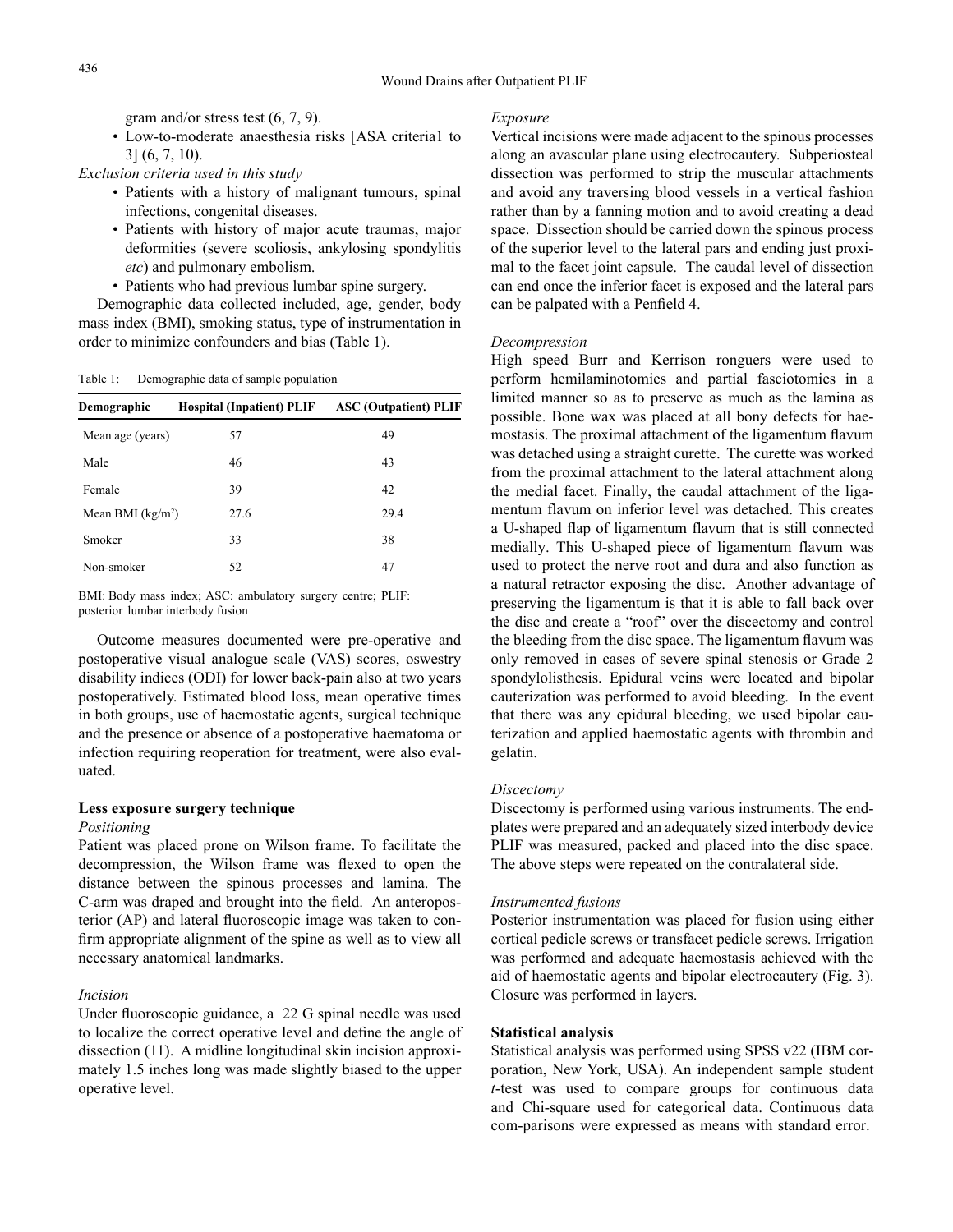gram and/or stress test (6, 7, 9).

- Low-to-moderate anaesthesia risks [ASA criteria1 to 3] (6, 7, 10).

*Exclusion criteria used in this study*

- Patients with a history of malignant tumours, spinal infections, congenital diseases.
- Patients with history of major acute traumas, major deformities (severe scoliosis, ankylosing spondylitis *etc*) and pulmonary embolism.
- Patients who had previous lumbar spine surgery.

Demographic data collected included, age, gender, body mass index (BMI), smoking status, type of instrumentation in order to minimize confounders and bias (Table 1).

Table 1: Demographic data of sample population

| Demographic | Hospital (Inpatient) PLIF | ASC (Outpatient) PLIF |
|---|---|---|
| Mean age (years) | 57 | 49 |
| Male | 46 | 43 |
| Female | 39 | 42 |
| Mean BMI (kg/m$^2$) | 27.6 | 29.4 |
| Smoker | 33 | 38 |
| Non-smoker | 52 | 47 |

BMI: Body mass index; ASC: ambulatory surgery centre; PLIF: posterior lumbar interbody fusion

Outcome measures documented were pre-operative and postoperative visual analogue scale (VAS) scores, oswestry disability indices (ODI) for lower back-pain also at two years postoperatively. Estimated blood loss, mean operative times in both groups, use of haemostatic agents, surgical technique and the presence or absence of a postoperative haematoma or infection requiring reoperation for treatment, were also evaluated.

## Less exposure surgery technique

*Positioning*

Patient was placed prone on Wilson frame. To facilitate the decompression, the Wilson frame was flexed to open the distance between the spinous processes and lamina. The C-arm was draped and brought into the field. An anteroposterior (AP) and lateral fluoroscopic image was taken to confirm appropriate alignment of the spine as well as to view all necessary anatomical landmarks.

*Incision*

Under fluoroscopic guidance, a 22 G spinal needle was used to localize the correct operative level and define the angle of dissection (11). A midline longitudinal skin incision approximately 1.5 inches long was made slightly biased to the upper operative level.

*Exposure*

Vertical incisions were made adjacent to the spinous processes along an avascular plane using electrocautery. Subperiosteal dissection was performed to strip the muscular attachments and avoid any traversing blood vessels in a vertical fashion rather than by a fanning motion and to avoid creating a dead space. Dissection should be carried down the spinous process of the superior level to the lateral pars and ending just proximal to the facet joint capsule. The caudal level of dissection can end once the inferior facet is exposed and the lateral pars can be palpated with a Penfield 4.

*Decompression*

High speed Burr and Kerrison ronguers were used to perform hemilaminotomies and partial fasciotomies in a limited manner so as to preserve as much as the lamina as possible. Bone wax was placed at all bony defects for haemostasis. The proximal attachment of the ligamentum flavum was detached using a straight curette. The curette was worked from the proximal attachment to the lateral attachment along the medial facet. Finally, the caudal attachment of the ligamentum flavum on inferior level was detached. This creates a U-shaped flap of ligamentum flavum that is still connected medially. This U-shaped piece of ligamentum flavum was used to protect the nerve root and dura and also function as a natural retractor exposing the disc. Another advantage of preserving the ligamentum is that it is able to fall back over the disc and create a "roof" over the discectomy and control the bleeding from the disc space. The ligamentum flavum was only removed in cases of severe spinal stenosis or Grade 2 spondylolisthesis. Epidural veins were located and bipolar cauterization was performed to avoid bleeding. In the event that there was any epidural bleeding, we used bipolar cauterization and applied haemostatic agents with thrombin and gelatin.

*Discectomy*

Discectomy is performed using various instruments. The endplates were prepared and an adequately sized interbody device PLIF was measured, packed and placed into the disc space. The above steps were repeated on the contralateral side.

*Instrumented fusions*

Posterior instrumentation was placed for fusion using either cortical pedicle screws or transfacet pedicle screws. Irrigation was performed and adequate haemostasis achieved with the aid of haemostatic agents and bipolar electrocautery (Fig. 3). Closure was performed in layers.

## Statistical analysis

Statistical analysis was performed using SPSS v22 (IBM corporation, New York, USA). An independent sample student *t*-test was used to compare groups for continuous data and Chi-square used for categorical data. Continuous data com-parisons were expressed as means with standard error.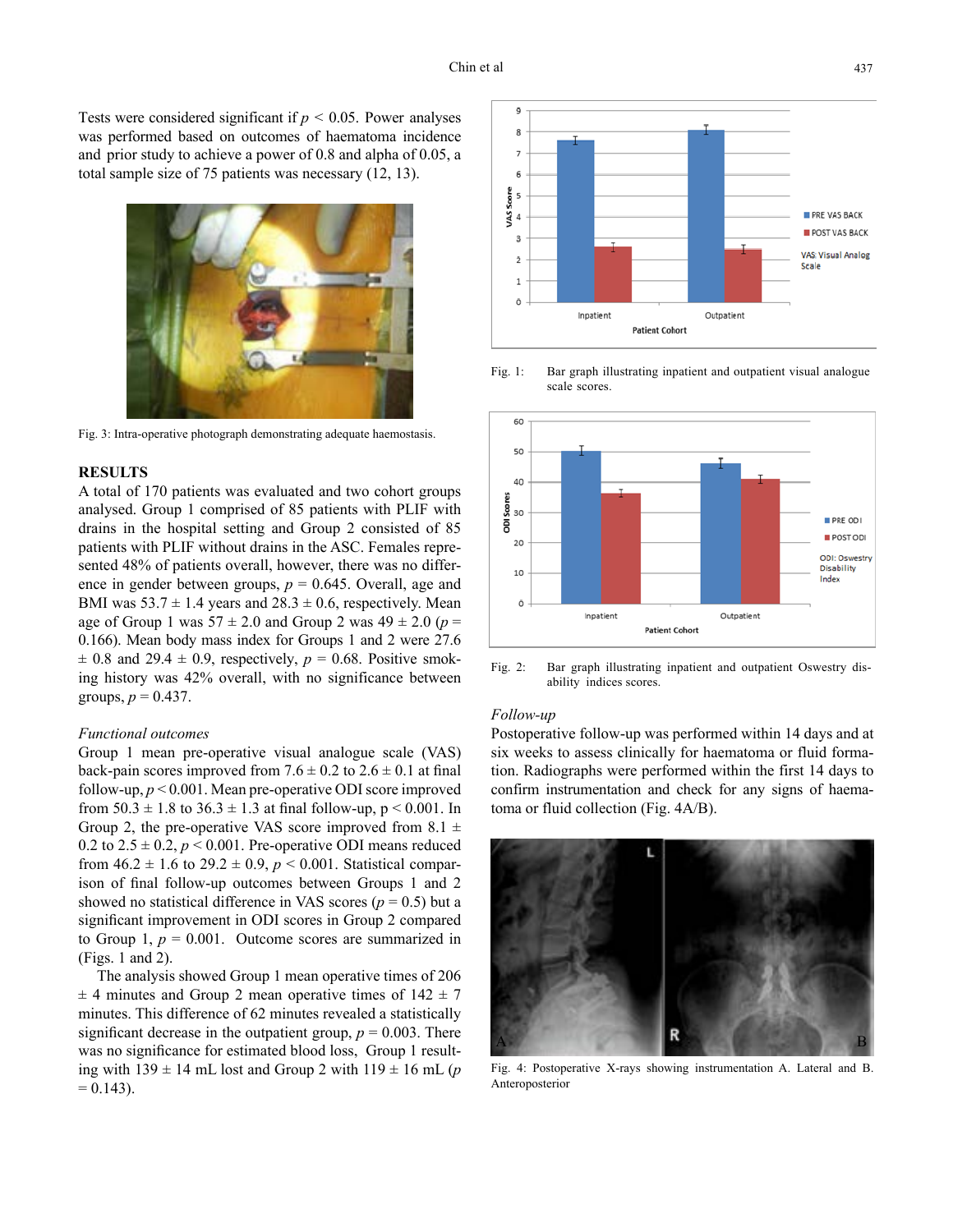Tests were considered significant if $p < 0.05$. Power analyses was performed based on outcomes of haematoma incidence and prior study to achieve a power of 0.8 and alpha of 0.05, a total sample size of 75 patients was necessary (12, 13).

Fig. 3: Intra-operative photograph demonstrating adequate haemostasis.

## RESULTS

A total of 170 patients was evaluated and two cohort groups analysed. Group 1 comprised of 85 patients with PLIF with drains in the hospital setting and Group 2 consisted of 85 patients with PLIF without drains in the ASC. Females represented 48% of patients overall, however, there was no difference in gender between groups, $p = 0.645$. Overall, age and BMI was 53.7 ± 1.4 years and 28.3 ± 0.6, respectively. Mean age of Group 1 was 57 ± 2.0 and Group 2 was 49 ± 2.0 ($p = 0.166$). Mean body mass index for Groups 1 and 2 were 27.6 ± 0.8 and 29.4 ± 0.9, respectively, $p = 0.68$. Positive smoking history was 42% overall, with no significance between groups, $p = 0.437$.

### *Functional outcomes*

Group 1 mean pre-operative visual analogue scale (VAS) back-pain scores improved from 7.6 ± 0.2 to 2.6 ± 0.1 at final follow-up, $p < 0.001$. Mean pre-operative ODI score improved from 50.3 ± 1.8 to 36.3 ± 1.3 at final follow-up, $p < 0.001$. In Group 2, the pre-operative VAS score improved from 8.1 ± 0.2 to 2.5 ± 0.2, $p < 0.001$. Pre-operative ODI means reduced from 46.2 ± 1.6 to 29.2 ± 0.9, $p < 0.001$. Statistical comparison of final follow-up outcomes between Groups 1 and 2 showed no statistical difference in VAS scores ($p = 0.5$) but a significant improvement in ODI scores in Group 2 compared to Group 1, $p = 0.001$. Outcome scores are summarized in (Figs. 1 and 2).

The analysis showed Group 1 mean operative times of 206 ± 4 minutes and Group 2 mean operative times of 142 ± 7 minutes. This difference of 62 minutes revealed a statistically significant decrease in the outpatient group, $p = 0.003$. There was no significance for estimated blood loss, Group 1 resulting with 139 ± 14 mL lost and Group 2 with 119 ± 16 mL ($p = 0.143$).

Fig. 1: Bar graph illustrating inpatient and outpatient visual analogue scale scores.

Fig. 2: Bar graph illustrating inpatient and outpatient Oswestry disability indices scores.

### *Follow-up*

Postoperative follow-up was performed within 14 days and at six weeks to assess clinically for haematoma or fluid formation. Radiographs were performed within the first 14 days to confirm instrumentation and check for any signs of haematoma or fluid collection (Fig. 4A/B).

Fig. 4: Postoperative X-rays showing instrumentation A. Lateral and B. Anteroposterior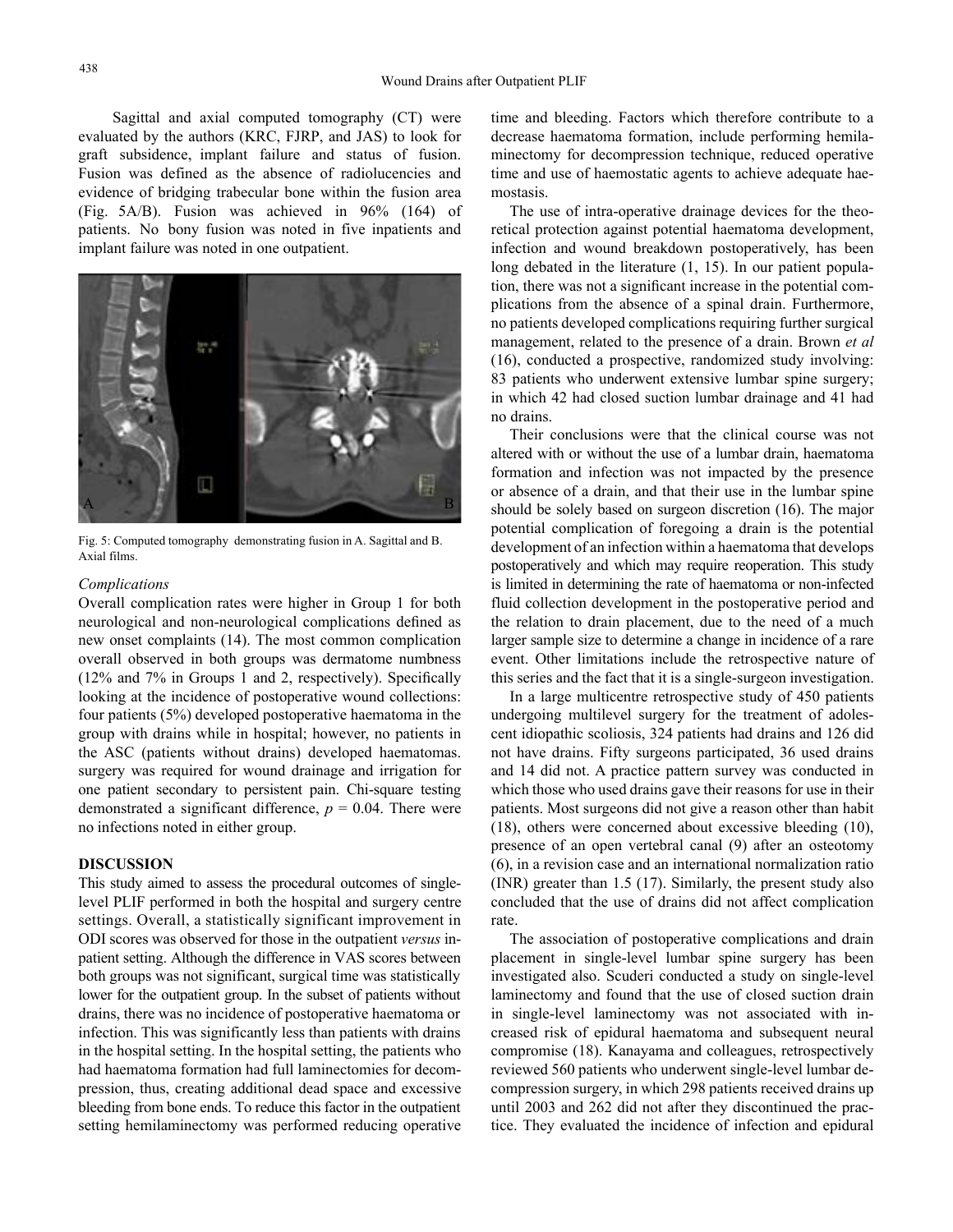Sagittal and axial computed tomography (CT) were evaluated by the authors (KRC, FJRP, and JAS) to look for graft subsidence, implant failure and status of fusion. Fusion was defined as the absence of radiolucencies and evidence of bridging trabecular bone within the fusion area (Fig. 5A/B). Fusion was achieved in 96% (164) of patients. No bony fusion was noted in five inpatients and implant failure was noted in one outpatient.

Fig. 5: Computed tomography demonstrating fusion in A. Sagittal and B. Axial films.

### *Complications*

Overall complication rates were higher in Group 1 for both neurological and non-neurological complications defined as new onset complaints (14). The most common complication overall observed in both groups was dermatome numbness (12% and 7% in Groups 1 and 2, respectively). Specifically looking at the incidence of postoperative wound collections: four patients (5%) developed postoperative haematoma in the group with drains while in hospital; however, no patients in the ASC (patients without drains) developed haematomas. surgery was required for wound drainage and irrigation for one patient secondary to persistent pain. Chi-square testing demonstrated a significant difference, $p = 0.04$. There were no infections noted in either group.

## DISCUSSION

This study aimed to assess the procedural outcomes of single-level PLIF performed in both the hospital and surgery centre settings. Overall, a statistically significant improvement in ODI scores was observed for those in the outpatient *versus* inpatient setting. Although the difference in VAS scores between both groups was not significant, surgical time was statistically lower for the outpatient group. In the subset of patients without drains, there was no incidence of postoperative haematoma or infection. This was significantly less than patients with drains in the hospital setting. In the hospital setting, the patients who had haematoma formation had full laminectomies for decompression, thus, creating additional dead space and excessive bleeding from bone ends. To reduce this factor in the outpatient setting hemilaminectomy was performed reducing operative time and bleeding. Factors which therefore contribute to a decrease haematoma formation, include performing hemilaminectomy for decompression technique, reduced operative time and use of haemostatic agents to achieve adequate haemostasis.

The use of intra-operative drainage devices for the theoretical protection against potential haematoma development, infection and wound breakdown postoperatively, has been long debated in the literature (1, 15). In our patient population, there was not a significant increase in the potential complications from the absence of a spinal drain. Furthermore, no patients developed complications requiring further surgical management, related to the presence of a drain. Brown *et al* (16), conducted a prospective, randomized study involving: 83 patients who underwent extensive lumbar spine surgery; in which 42 had closed suction lumbar drainage and 41 had no drains.

Their conclusions were that the clinical course was not altered with or without the use of a lumbar drain, haematoma formation and infection was not impacted by the presence or absence of a drain, and that their use in the lumbar spine should be solely based on surgeon discretion (16). The major potential complication of foregoing a drain is the potential development of an infection within a haematoma that develops postoperatively and which may require reoperation. This study is limited in determining the rate of haematoma or non-infected fluid collection development in the postoperative period and the relation to drain placement, due to the need of a much larger sample size to determine a change in incidence of a rare event. Other limitations include the retrospective nature of this series and the fact that it is a single-surgeon investigation.

In a large multicentre retrospective study of 450 patients undergoing multilevel surgery for the treatment of adolescent idiopathic scoliosis, 324 patients had drains and 126 did not have drains. Fifty surgeons participated, 36 used drains and 14 did not. A practice pattern survey was conducted in which those who used drains gave their reasons for use in their patients. Most surgeons did not give a reason other than habit (18), others were concerned about excessive bleeding (10), presence of an open vertebral canal (9) after an osteotomy (6), in a revision case and an international normalization ratio (INR) greater than 1.5 (17). Similarly, the present study also concluded that the use of drains did not affect complication rate.

The association of postoperative complications and drain placement in single-level lumbar spine surgery has been investigated also. Scuderi conducted a study on single-level laminectomy and found that the use of closed suction drain in single-level laminectomy was not associated with increased risk of epidural haematoma and subsequent neural compromise (18). Kanayama and colleagues, retrospectively reviewed 560 patients who underwent single-level lumbar decompression surgery, in which 298 patients received drains up until 2003 and 262 did not after they discontinued the practice. They evaluated the incidence of infection and epidural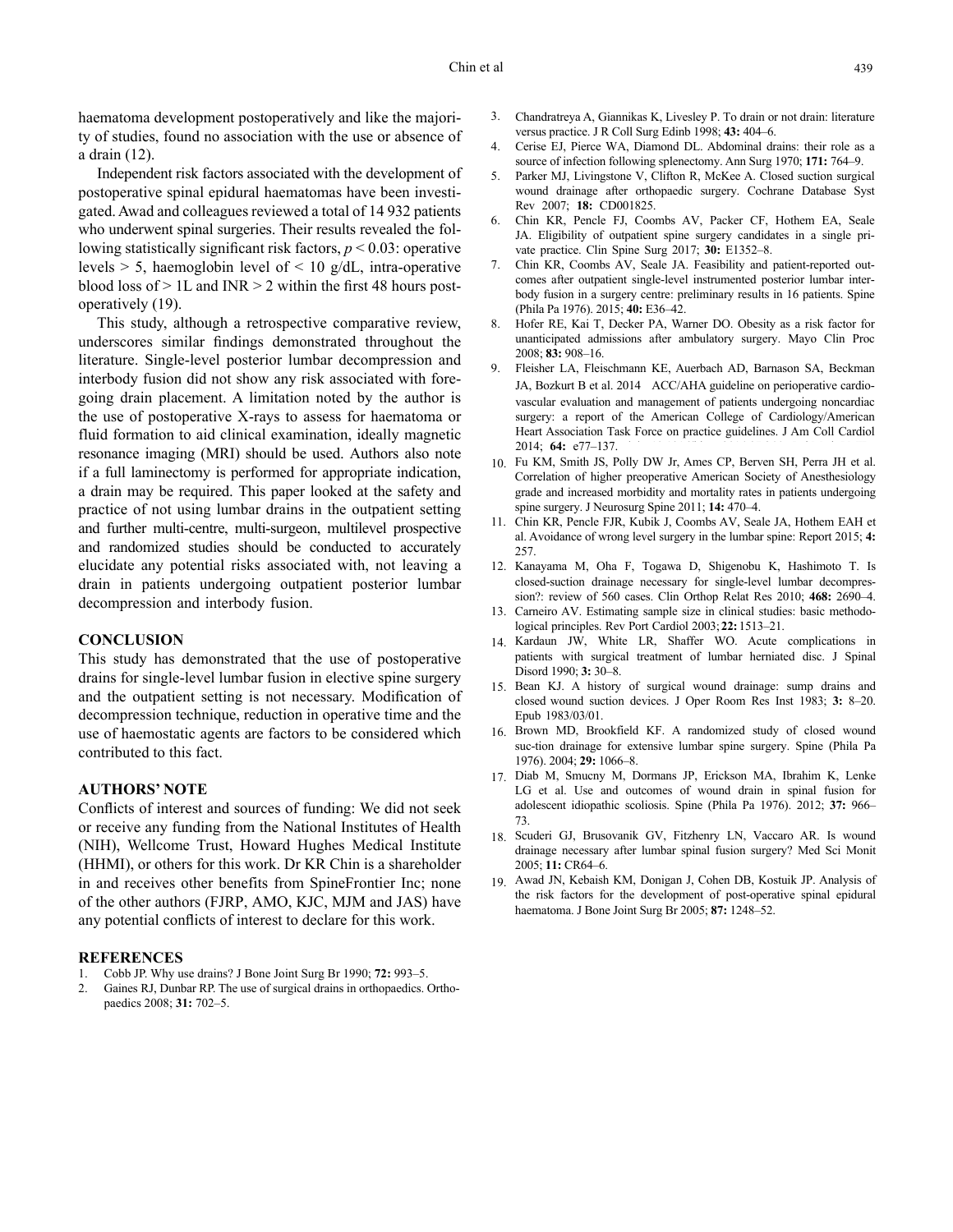haematoma development postoperatively and like the majority of studies, found no association with the use or absence of a drain (12).

Independent risk factors associated with the development of postoperative spinal epidural haematomas have been investigated. Awad and colleagues reviewed a total of 14 932 patients who underwent spinal surgeries. Their results revealed the following statistically significant risk factors, $p < 0.03$: operative levels > 5, haemoglobin level of < 10 g/dL, intra-operative blood loss of > 1L and INR > 2 within the first 48 hours postoperatively (19).

This study, although a retrospective comparative review, underscores similar findings demonstrated throughout the literature. Single-level posterior lumbar decompression and interbody fusion did not show any risk associated with foregoing drain placement. A limitation noted by the author is the use of postoperative X-rays to assess for haematoma or fluid formation to aid clinical examination, ideally magnetic resonance imaging (MRI) should be used. Authors also note if a full laminectomy is performed for appropriate indication, a drain may be required. This paper looked at the safety and practice of not using lumbar drains in the outpatient setting and further multi-centre, multi-surgeon, multilevel prospective and randomized studies should be conducted to accurately elucidate any potential risks associated with, not leaving a drain in patients undergoing outpatient posterior lumbar decompression and interbody fusion.

## CONCLUSION

This study has demonstrated that the use of postoperative drains for single-level lumbar fusion in elective spine surgery and the outpatient setting is not necessary. Modification of decompression technique, reduction in operative time and the use of haemostatic agents are factors to be considered which contributed to this fact.

## AUTHORS' NOTE

Conflicts of interest and sources of funding: We did not seek or receive any funding from the National Institutes of Health (NIH), Wellcome Trust, Howard Hughes Medical Institute (HHMI), or others for this work. Dr KR Chin is a shareholder in and receives other benefits from SpineFrontier Inc; none of the other authors (FJRP, AMO, KJC, MJM and JAS) have any potential conflicts of interest to declare for this work.

## REFERENCES

1. Cobb JP. Why use drains? J Bone Joint Surg Br 1990; **72:** 993–5.
2. Gaines RJ, Dunbar RP. The use of surgical drains in orthopaedics. Orthopaedics 2008; **31:** 702–5.
3. Chandratreya A, Giannikas K, Livesley P. To drain or not drain: literature versus practice. J R Coll Surg Edinb 1998; **43:** 404–6.
4. Cerise EJ, Pierce WA, Diamond DL. Abdominal drains: their role as a source of infection following splenectomy. Ann Surg 1970; **171:** 764–9.
5. Parker MJ, Livingstone V, Clifton R, McKee A. Closed suction surgical wound drainage after orthopaedic surgery. Cochrane Database Syst Rev 2007; **18:** CD001825.
6. Chin KR, Pencle FJ, Coombs AV, Packer CF, Hothem EA, Seale JA. Eligibility of outpatient spine surgery candidates in a single private practice. Clin Spine Surg 2017; **30:** E1352–8.
7. Chin KR, Coombs AV, Seale JA. Feasibility and patient-reported outcomes after outpatient single-level instrumented posterior lumbar interbody fusion in a surgery centre: preliminary results in 16 patients. Spine (Phila Pa 1976). 2015; **40:** E36–42.
8. Hofer RE, Kai T, Decker PA, Warner DO. Obesity as a risk factor for unanticipated admissions after ambulatory surgery. Mayo Clin Proc 2008; **83:** 908–16.
9. Fleisher LA, Fleischmann KE, Auerbach AD, Barnason SA, Beckman JA, Bozkurt B et al. 2014 ACC/AHA guideline on perioperative cardiovascular evaluation and management of patients undergoing noncardiac surgery: a report of the American College of Cardiology/American Heart Association Task Force on practice guidelines. J Am Coll Cardiol 2014; **64:** e77–137.
10. Fu KM, Smith JS, Polly DW Jr, Ames CP, Berven SH, Perra JH et al. Correlation of higher preoperative American Society of Anesthesiology grade and increased morbidity and mortality rates in patients undergoing spine surgery. J Neurosurg Spine 2011; **14:** 470–4.
11. Chin KR, Pencle FJR, Kubik J, Coombs AV, Seale JA, Hothem EAH et al. Avoidance of wrong level surgery in the lumbar spine: Report 2015; **4:** 257.
12. Kanayama M, Oha F, Togawa D, Shigenobu K, Hashimoto T. Is closed-suction drainage necessary for single-level lumbar decompression?: review of 560 cases. Clin Orthop Relat Res 2010; **468:** 2690–4.
13. Carneiro AV. Estimating sample size in clinical studies: basic methodological principles. Rev Port Cardiol 2003; **22:** 1513–21.
14. Kardaun JW, White LR, Shaffer WO. Acute complications in patients with surgical treatment of lumbar herniated disc. J Spinal Disord 1990; **3:** 30–8.
15. Bean KJ. A history of surgical wound drainage: sump drains and closed wound suction devices. J Oper Room Res Inst 1983; **3:** 8–20. Epub 1983/03/01.
16. Brown MD, Brookfield KF. A randomized study of closed wound suc-tion drainage for extensive lumbar spine surgery. Spine (Phila Pa 1976). 2004; **29:** 1066–8.
17. Diab M, Smucny M, Dormans JP, Erickson MA, Ibrahim K, Lenke LG et al. Use and outcomes of wound drain in spinal fusion for adolescent idiopathic scoliosis. Spine (Phila Pa 1976). 2012; **37:** 966–73.
18. Scuderi GJ, Brusovanik GV, Fitzhenry LN, Vaccaro AR. Is wound drainage necessary after lumbar spinal fusion surgery? Med Sci Monit 2005; **11:** CR64–6.
19. Awad JN, Kebaish KM, Donigan J, Cohen DB, Kostuik JP. Analysis of the risk factors for the development of post-operative spinal epidural haematoma. J Bone Joint Surg Br 2005; **87:** 1248–52.